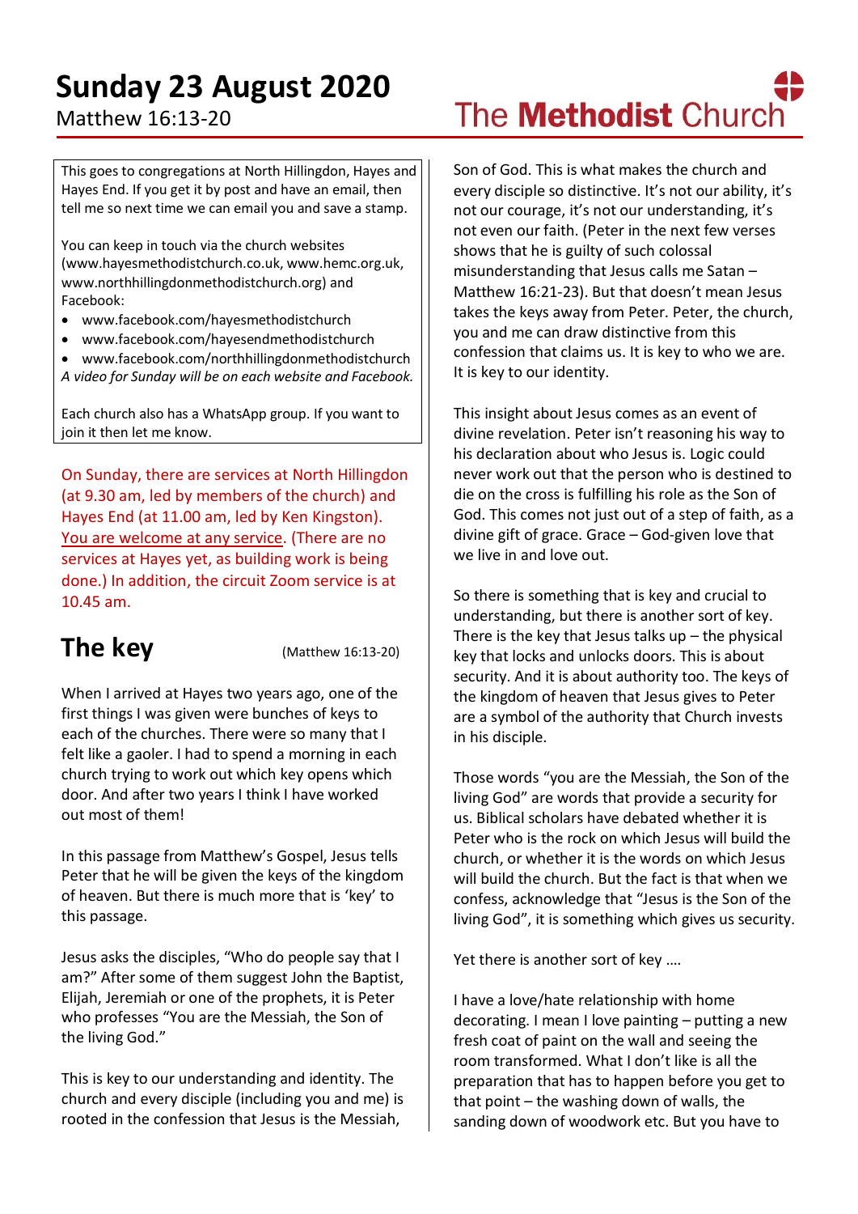# Sunday 23 August 2020

Matthew 16:13-20

The **Methodist** Church

This goes to congregations at North Hillingdon, Hayes and Hayes End. If you get it by post and have an email, then tell me so next time we can email you and save a stamp.

You can keep in touch via the church websites (www.hayesmethodistchurch.co.uk, www.hemc.org.uk, www.northhillingdonmethodistchurch.org) and Facebook:

- www.facebook.com/hayesmethodistchurch
- www.facebook.com/hayesendmethodistchurch
- www.facebook.com/northhillingdonmethodistchurch

*A video for Sunday will be on each website and Facebook.*

Each church also has a WhatsApp group. If you want to join it then let me know.

On Sunday, there are services at North Hillingdon (at 9.30 am, led by members of the church) and Hayes End (at 11.00 am, led by Ken Kingston). You are welcome at any service. (There are no services at Hayes yet, as building work is being done.) In addition, the circuit Zoom service is at 10.45 am.

## The key

(Matthew 16:13-20)

When I arrived at Hayes two years ago, one of the first things I was given were bunches of keys to each of the churches. There were so many that I felt like a gaoler. I had to spend a morning in each church trying to work out which key opens which door. And after two years I think I have worked out most of them!

In this passage from Matthew's Gospel, Jesus tells Peter that he will be given the keys of the kingdom of heaven. But there is much more that is 'key' to this passage.

Jesus asks the disciples, "Who do people say that I am?" After some of them suggest John the Baptist, Elijah, Jeremiah or one of the prophets, it is Peter who professes "You are the Messiah, the Son of the living God."

This is key to our understanding and identity. The church and every disciple (including you and me) is rooted in the confession that Jesus is the Messiah, Son of God. This is what makes the church and every disciple so distinctive. It's not our ability, it's not our courage, it's not our understanding, it's not even our faith. (Peter in the next few verses shows that he is guilty of such colossal misunderstanding that Jesus calls me Satan – Matthew 16:21-23). But that doesn't mean Jesus takes the keys away from Peter. Peter, the church, you and me can draw distinctive from this confession that claims us. It is key to who we are. It is key to our identity.

This insight about Jesus comes as an event of divine revelation. Peter isn't reasoning his way to his declaration about who Jesus is. Logic could never work out that the person who is destined to die on the cross is fulfilling his role as the Son of God. This comes not just out of a step of faith, as a divine gift of grace. Grace – God-given love that we live in and love out.

So there is something that is key and crucial to understanding, but there is another sort of key. There is the key that Jesus talks up – the physical key that locks and unlocks doors. This is about security. And it is about authority too. The keys of the kingdom of heaven that Jesus gives to Peter are a symbol of the authority that Church invests in his disciple.

Those words "you are the Messiah, the Son of the living God" are words that provide a security for us. Biblical scholars have debated whether it is Peter who is the rock on which Jesus will build the church, or whether it is the words on which Jesus will build the church. But the fact is that when we confess, acknowledge that "Jesus is the Son of the living God", it is something which gives us security.

Yet there is another sort of key ….

I have a love/hate relationship with home decorating. I mean I love painting – putting a new fresh coat of paint on the wall and seeing the room transformed. What I don't like is all the preparation that has to happen before you get to that point – the washing down of walls, the sanding down of woodwork etc. But you have to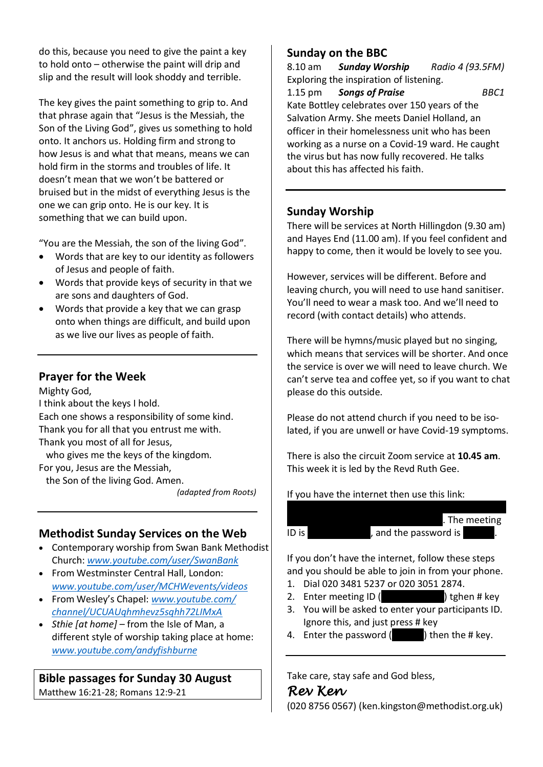do this, because you need to give the paint a key to hold onto – otherwise the paint will drip and slip and the result will look shoddy and terrible.

The key gives the paint something to grip to. And that phrase again that "Jesus is the Messiah, the Son of the Living God", gives us something to hold onto. It anchors us. Holding firm and strong to how Jesus is and what that means, means we can hold firm in the storms and troubles of life. It doesn't mean that we won't be battered or bruised but in the midst of everything Jesus is the one we can grip onto. He is our key. It is something that we can build upon.

"You are the Messiah, the son of the living God".

- Words that are key to our identity as followers of Jesus and people of faith.
- Words that provide keys of security in that we are sons and daughters of God.
- Words that provide a key that we can grasp onto when things are difficult, and build upon as we live our lives as people of faith.

---

## Prayer for the Week

Mighty God,
I think about the keys I hold.
Each one shows a responsibility of some kind.
Thank you for all that you entrust me with.
Thank you most of all for Jesus,
who gives me the keys of the kingdom.
For you, Jesus are the Messiah,
the Son of the living God. Amen.

*(adapted from Roots)*

---

## Methodist Sunday Services on the Web

- Contemporary worship from Swan Bank Methodist Church: *www.youtube.com/user/SwanBank*
- From Westminster Central Hall, London: *www.youtube.com/user/MCHWevents/videos*
- From Wesley's Chapel: *www.youtube.com/channel/UCUAUqhmhevz5sqhh72LIMxA*
- *Sthie [at home]* – from the Isle of Man, a different style of worship taking place at home: *www.youtube.com/andyfishburne*

**Bible passages for Sunday 30 August**
Matthew 16:21-28; Romans 12:9-21

## Sunday on the BBC

8.10 am ***Sunday Worship*** *Radio 4 (93.5FM)*
Exploring the inspiration of listening.

1.15 pm ***Songs of Praise*** *BBC1*
Kate Bottley celebrates over 150 years of the Salvation Army. She meets Daniel Holland, an officer in their homelessness unit who has been working as a nurse on a Covid-19 ward. He caught the virus but has now fully recovered. He talks about this has affected his faith.

---

## Sunday Worship

There will be services at North Hillingdon (9.30 am) and Hayes End (11.00 am). If you feel confident and happy to come, then it would be lovely to see you.

However, services will be different. Before and leaving church, you will need to use hand sanitiser. You'll need to wear a mask too. And we'll need to record (with contact details) who attends.

There will be hymns/music played but no singing, which means that services will be shorter. And once the service is over we will need to leave church. We can't serve tea and coffee yet, so if you want to chat please do this outside.

Please do not attend church if you need to be isolated, if you are unwell or have Covid-19 symptoms.

There is also the circuit Zoom service at **10.45 am**. This week it is led by the Revd Ruth Gee.

If you have the internet then use this link: [redacted]. The meeting ID is [redacted], and the password is [redacted].

If you don't have the internet, follow these steps and you should be able to join in from your phone.

1. Dial 020 3481 5237 or 020 3051 2874.
2. Enter meeting ID ([redacted]) tghen # key
3. You will be asked to enter your participants ID. Ignore this, and just press # key
4. Enter the password ([redacted]) then the # key.

---

Take care, stay safe and God bless,

*Rev Ken*

(020 8756 0567) (ken.kingston@methodist.org.uk)